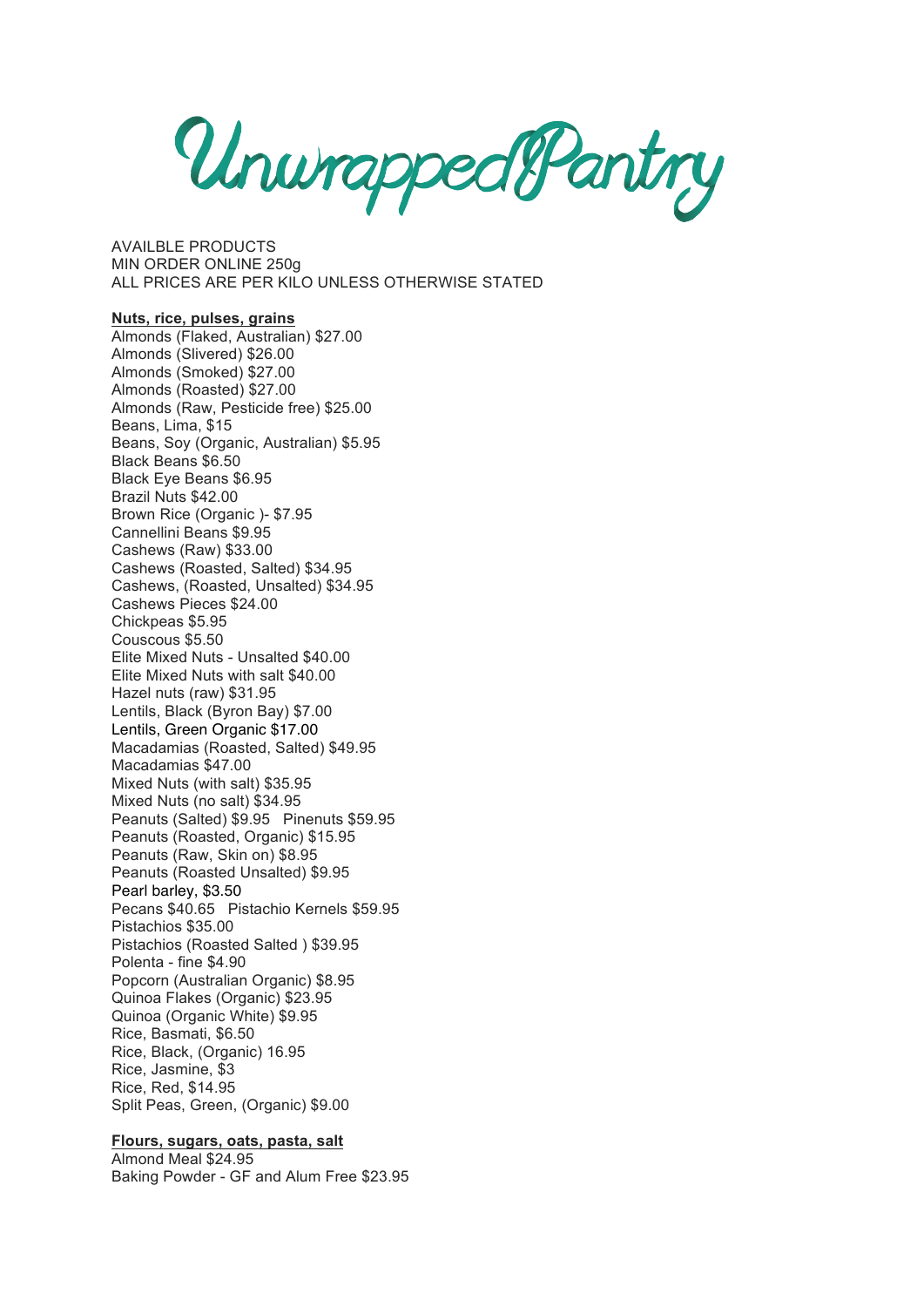# UnwrappedPantry

AVAILBLE PRODUCTS
MIN ORDER ONLINE 250g
ALL PRICES ARE PER KILO UNLESS OTHERWISE STATED

**Nuts, rice, pulses, grains**

Almonds (Flaked, Australian) $27.00
Almonds (Slivered) $26.00
Almonds (Smoked) $27.00
Almonds (Roasted) $27.00
Almonds (Raw, Pesticide free) $25.00
Beans, Lima, $15
Beans, Soy (Organic, Australian) $5.95
Black Beans $6.50
Black Eye Beans $6.95
Brazil Nuts $42.00
Brown Rice (Organic )- $7.95
Cannellini Beans $9.95
Cashews (Raw) $33.00
Cashews (Roasted, Salted) $34.95
Cashews, (Roasted, Unsalted) $34.95
Cashews Pieces $24.00
Chickpeas $5.95
Couscous $5.50
Elite Mixed Nuts - Unsalted $40.00
Elite Mixed Nuts with salt $40.00
Hazel nuts (raw) $31.95
Lentils, Black (Byron Bay) $7.00
Lentils, Green Organic $17.00
Macadamias (Roasted, Salted) $49.95
Macadamias $47.00
Mixed Nuts (with salt) $35.95
Mixed Nuts (no salt) $34.95
Peanuts (Salted) $9.95 Pinenuts $59.95
Peanuts (Roasted, Organic) $15.95
Peanuts (Raw, Skin on) $8.95
Peanuts (Roasted Unsalted) $9.95
Pearl barley, $3.50
Pecans $40.65 Pistachio Kernels $59.95
Pistachios $35.00
Pistachios (Roasted Salted ) $39.95
Polenta - fine $4.90
Popcorn (Australian Organic) $8.95
Quinoa Flakes (Organic) $23.95
Quinoa (Organic White) $9.95
Rice, Basmati, $6.50
Rice, Black, (Organic) 16.95
Rice, Jasmine, $3
Rice, Red, $14.95
Split Peas, Green, (Organic) $9.00

**Flours, sugars, oats, pasta, salt**

Almond Meal $24.95
Baking Powder - GF and Alum Free $23.95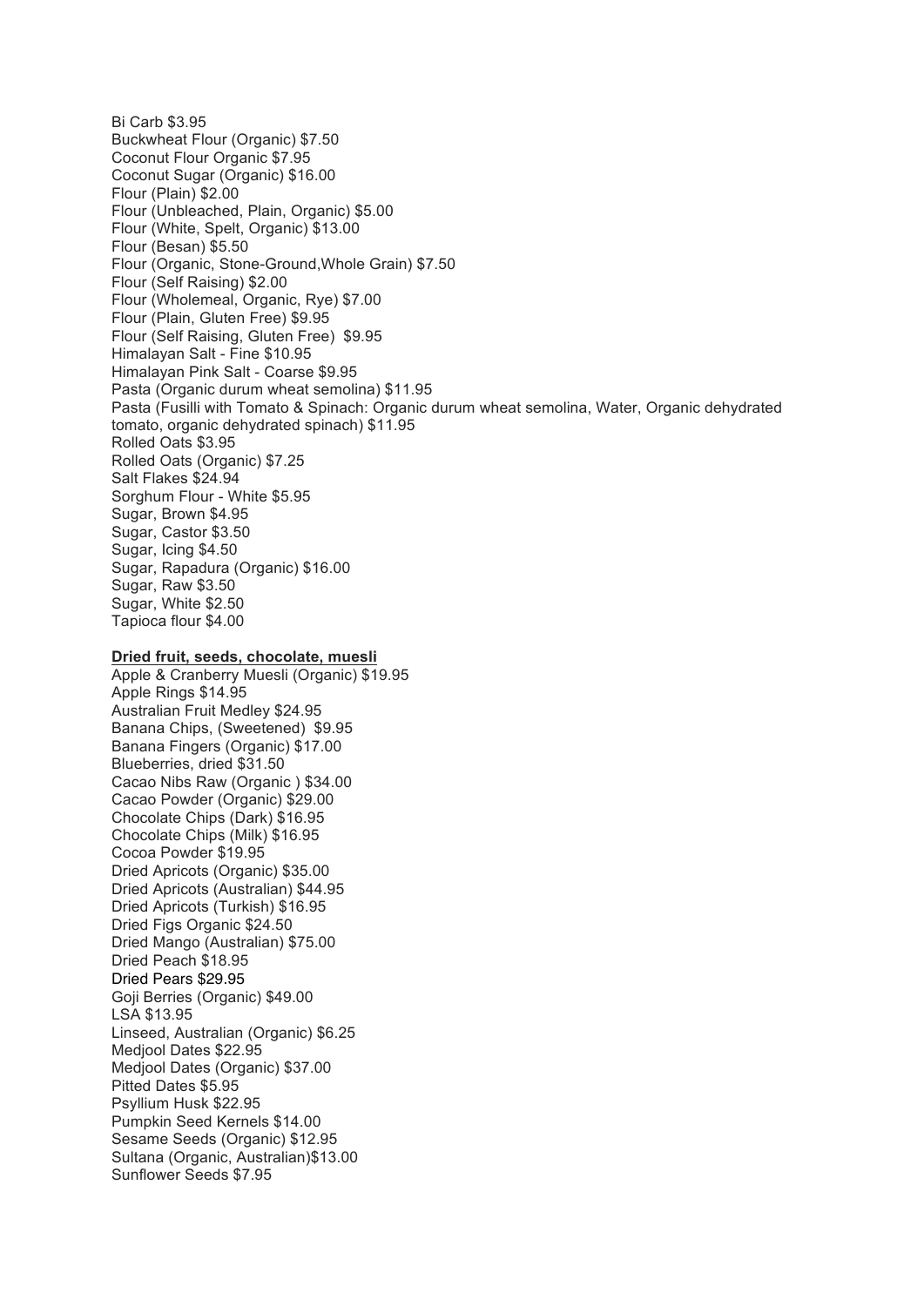Bi Carb $3.95
Buckwheat Flour (Organic) $7.50
Coconut Flour Organic $7.95
Coconut Sugar (Organic) $16.00
Flour (Plain) $2.00
Flour (Unbleached, Plain, Organic) $5.00
Flour (White, Spelt, Organic) $13.00
Flour (Besan) $5.50
Flour (Organic, Stone-Ground,Whole Grain) $7.50
Flour (Self Raising) $2.00
Flour (Wholemeal, Organic, Rye) $7.00
Flour (Plain, Gluten Free) $9.95
Flour (Self Raising, Gluten Free) $9.95
Himalayan Salt - Fine $10.95
Himalayan Pink Salt - Coarse $9.95
Pasta (Organic durum wheat semolina) $11.95
Pasta (Fusilli with Tomato & Spinach: Organic durum wheat semolina, Water, Organic dehydrated tomato, organic dehydrated spinach) $11.95
Rolled Oats $3.95
Rolled Oats (Organic) $7.25
Salt Flakes $24.94
Sorghum Flour - White $5.95
Sugar, Brown $4.95
Sugar, Castor $3.50
Sugar, Icing $4.50
Sugar, Rapadura (Organic) $16.00
Sugar, Raw $3.50
Sugar, White $2.50
Tapioca flour $4.00

**Dried fruit, seeds, chocolate, muesli**

Apple & Cranberry Muesli (Organic) $19.95
Apple Rings $14.95
Australian Fruit Medley $24.95
Banana Chips, (Sweetened) $9.95
Banana Fingers (Organic) $17.00
Blueberries, dried $31.50
Cacao Nibs Raw (Organic ) $34.00
Cacao Powder (Organic) $29.00
Chocolate Chips (Dark) $16.95
Chocolate Chips (Milk) $16.95
Cocoa Powder $19.95
Dried Apricots (Organic) $35.00
Dried Apricots (Australian) $44.95
Dried Apricots (Turkish) $16.95
Dried Figs Organic $24.50
Dried Mango (Australian) $75.00
Dried Peach $18.95
Dried Pears $29.95
Goji Berries (Organic) $49.00
LSA $13.95
Linseed, Australian (Organic) $6.25
Medjool Dates $22.95
Medjool Dates (Organic) $37.00
Pitted Dates $5.95
Psyllium Husk $22.95
Pumpkin Seed Kernels $14.00
Sesame Seeds (Organic) $12.95
Sultana (Organic, Australian)$13.00
Sunflower Seeds $7.95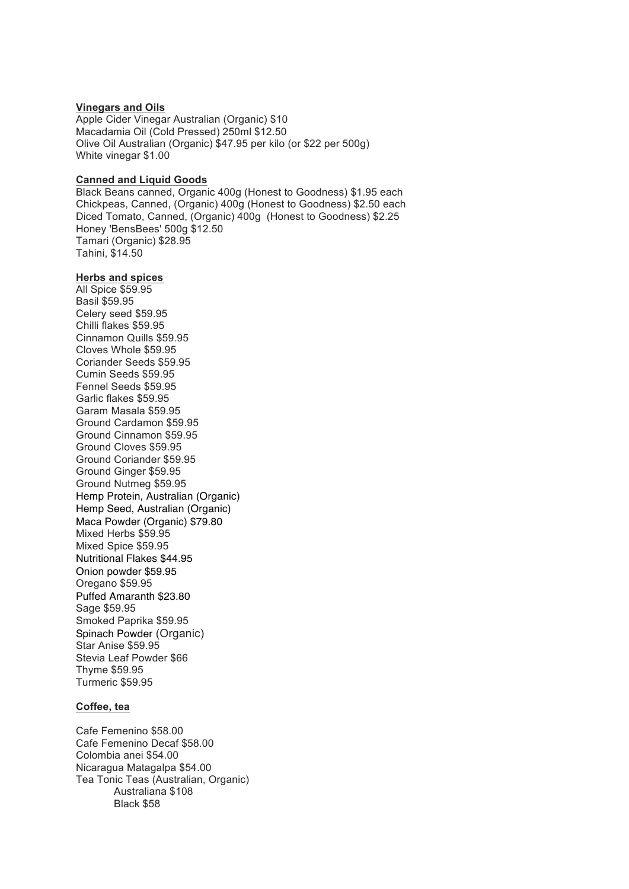**Vinegars and Oils**

Apple Cider Vinegar Australian (Organic) $10
Macadamia Oil (Cold Pressed) 250ml $12.50
Olive Oil Australian (Organic) $47.95 per kilo (or $22 per 500g)
White vinegar $1.00

**Canned and Liquid Goods**

Black Beans canned, Organic 400g (Honest to Goodness) $1.95 each
Chickpeas, Canned, (Organic) 400g (Honest to Goodness) $2.50 each
Diced Tomato, Canned, (Organic) 400g (Honest to Goodness) $2.25
Honey 'BensBees' 500g $12.50
Tamari (Organic) $28.95
Tahini, $14.50

**Herbs and spices**

All Spice $59.95
Basil $59.95
Celery seed $59.95
Chilli flakes $59.95
Cinnamon Quills $59.95
Cloves Whole $59.95
Coriander Seeds $59.95
Cumin Seeds $59.95
Fennel Seeds $59.95
Garlic flakes $59.95
Garam Masala $59.95
Ground Cardamon $59.95
Ground Cinnamon $59.95
Ground Cloves $59.95
Ground Coriander $59.95
Ground Ginger $59.95
Ground Nutmeg $59.95
Hemp Protein, Australian (Organic)
Hemp Seed, Australian (Organic)
Maca Powder (Organic) $79.80
Mixed Herbs $59.95
Mixed Spice $59.95
Nutritional Flakes $44.95
Onion powder $59.95
Oregano $59.95
Puffed Amaranth $23.80
Sage $59.95
Smoked Paprika $59.95
Spinach Powder (Organic)
Star Anise $59.95
Stevia Leaf Powder $66
Thyme $59.95
Turmeric $59.95

**Coffee, tea**

Cafe Femenino $58.00
Cafe Femenino Decaf $58.00
Colombia anei $54.00
Nicaragua Matagalpa $54.00
Tea Tonic Teas (Australian, Organic)
- Australiana $108
- Black $58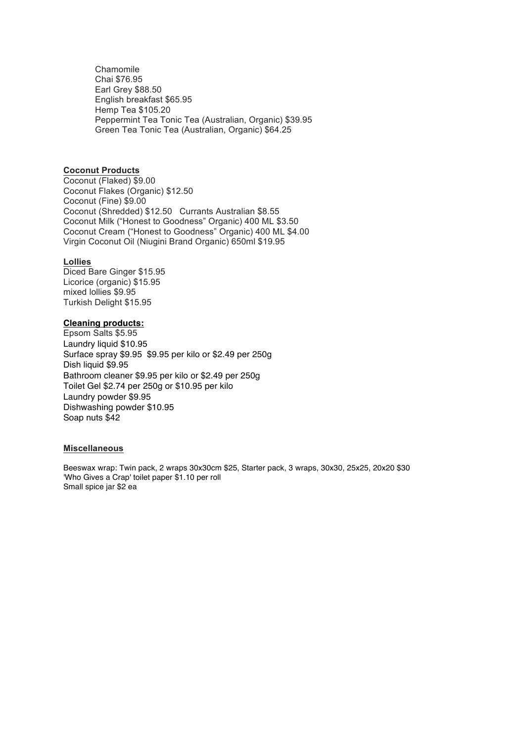Chamomile
Chai $76.95
Earl Grey $88.50
English breakfast $65.95
Hemp Tea $105.20
Peppermint Tea Tonic Tea (Australian, Organic) $39.95
Green Tea Tonic Tea (Australian, Organic) $64.25

**Coconut Products**

Coconut (Flaked) $9.00
Coconut Flakes (Organic) $12.50
Coconut (Fine) $9.00
Coconut (Shredded) $12.50   Currants Australian $8.55
Coconut Milk ("Honest to Goodness" Organic) 400 ML $3.50
Coconut Cream ("Honest to Goodness" Organic) 400 ML $4.00
Virgin Coconut Oil (Niugini Brand Organic) 650ml $19.95

**Lollies**

Diced Bare Ginger $15.95
Licorice (organic) $15.95
mixed lollies $9.95
Turkish Delight $15.95

**Cleaning products:**

Epsom Salts $5.95
Laundry liquid $10.95
Surface spray $9.95  $9.95 per kilo or $2.49 per 250g
Dish liquid $9.95
Bathroom cleaner $9.95 per kilo or $2.49 per 250g
Toilet Gel $2.74 per 250g or $10.95 per kilo
Laundry powder $9.95
Dishwashing powder $10.95
Soap nuts $42

**Miscellaneous**

Beeswax wrap: Twin pack, 2 wraps 30x30cm $25, Starter pack, 3 wraps, 30x30, 25x25, 20x20 $30
'Who Gives a Crap' toilet paper $1.10 per roll
Small spice jar $2 ea